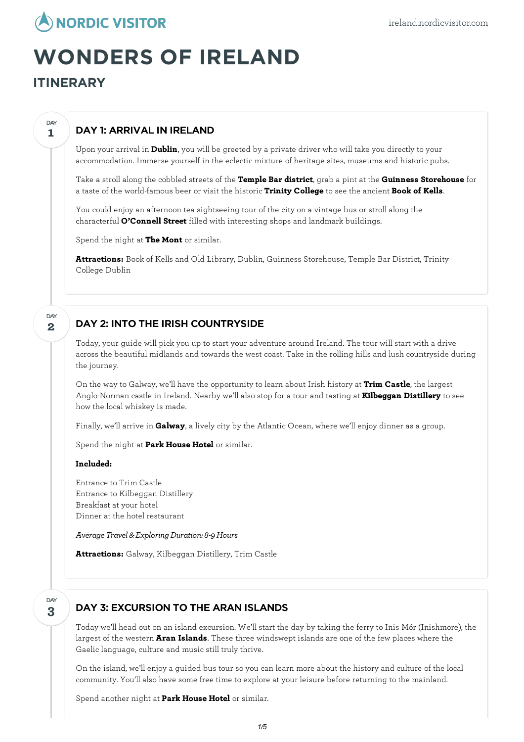# WONDERS OF IRELAND

## ITINERARY

### DAY 1: ARRIVAL IN IRELAND

Upon your arrival in **Dublin**, you will be greeted by a private driver who will take you directly to your accommodation. Immerse yourself in the eclectic mixture of heritage sites, museums and historic pubs.

Take a stroll along the cobbled streets of the **Temple Bar district**, grab a pint at the **Guinness Storehouse** for a taste of the world-famous beer or visit the historic **Trinity College** to see the ancient **Book of Kells**.

You could enjoy an afternoon tea sightseeing tour of the city on a vintage bus or stroll along the characterful **O'Connell Street** filled with interesting shops and landmark buildings.

Spend the night at **The Mont** or similar.

**Attractions:** Book of Kells and Old Library, Dublin, Guinness Storehouse, Temple Bar District, Trinity College Dublin

### DAY 2: INTO THE IRISH COUNTRYSIDE

Today, your guide will pick you up to start your adventure around Ireland. The tour will start with a drive across the beautiful midlands and towards the west coast. Take in the rolling hills and lush countryside during the journey.

On the way to Galway, we'll have the opportunity to learn about Irish history at **Trim Castle**, the largest Anglo-Norman castle in Ireland. Nearby we'll also stop for a tour and tasting at **Kilbeggan Distillery** to see how the local whiskey is made.

Finally, we'll arrive in **Galway**, a lively city by the Atlantic Ocean, where we'll enjoy dinner as a group.

Spend the night at **Park House Hotel** or similar.

**Included:**

Entrance to Trim Castle
Entrance to Kilbeggan Distillery
Breakfast at your hotel
Dinner at the hotel restaurant

*Average Travel & Exploring Duration: 8-9 Hours*

**Attractions:** Galway, Kilbeggan Distillery, Trim Castle

### DAY 3: EXCURSION TO THE ARAN ISLANDS

Today we'll head out on an island excursion. We'll start the day by taking the ferry to Inis Mór (Inishmore), the largest of the western **Aran Islands**. These three windswept islands are one of the few places where the Gaelic language, culture and music still truly thrive.

On the island, we'll enjoy a guided bus tour so you can learn more about the history and culture of the local community. You'll also have some free time to explore at your leisure before returning to the mainland.

Spend another night at **Park House Hotel** or similar.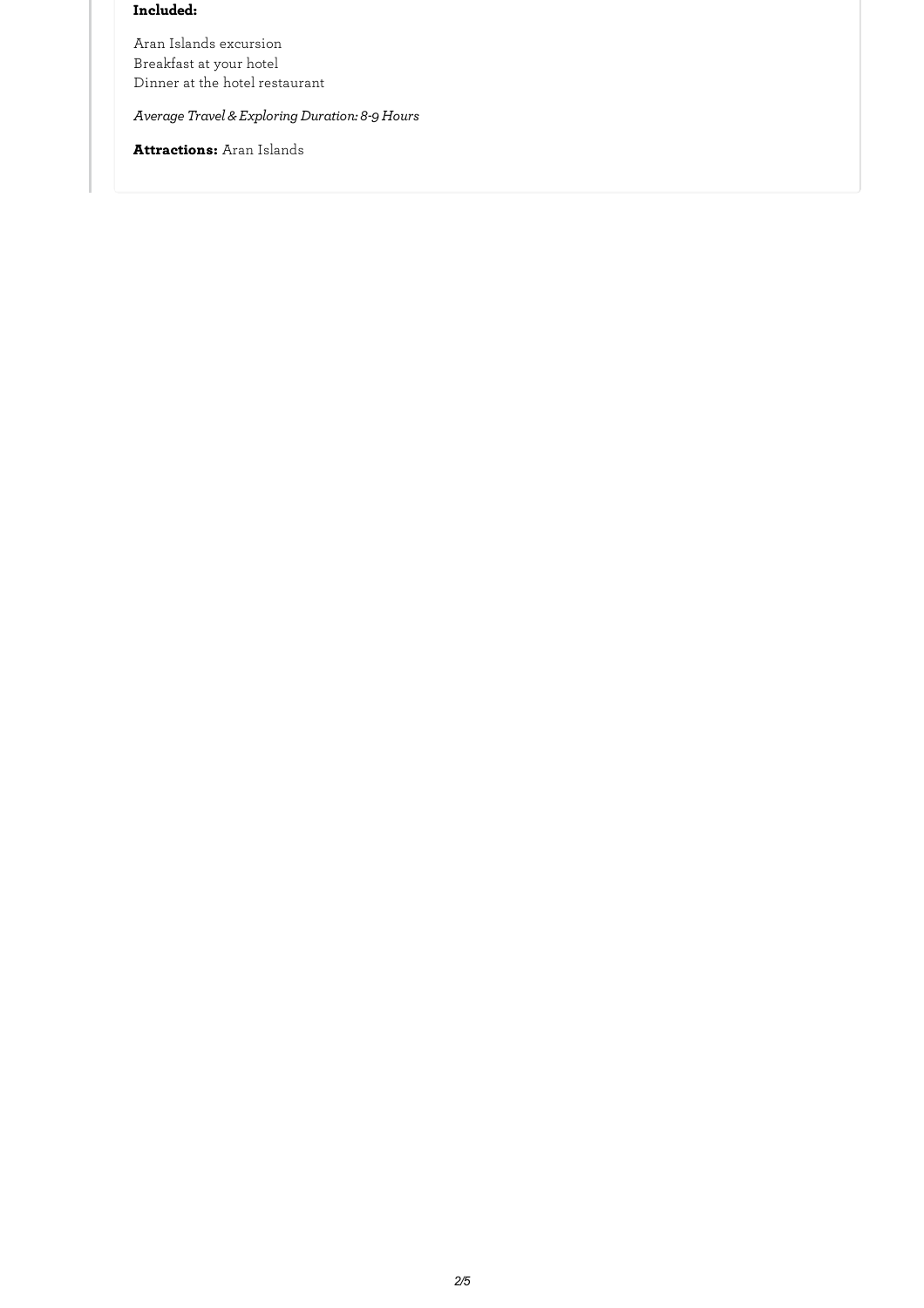**Included:**

Aran Islands excursion
Breakfast at your hotel
Dinner at the hotel restaurant

*Average Travel & Exploring Duration: 8-9 Hours*

**Attractions:** Aran Islands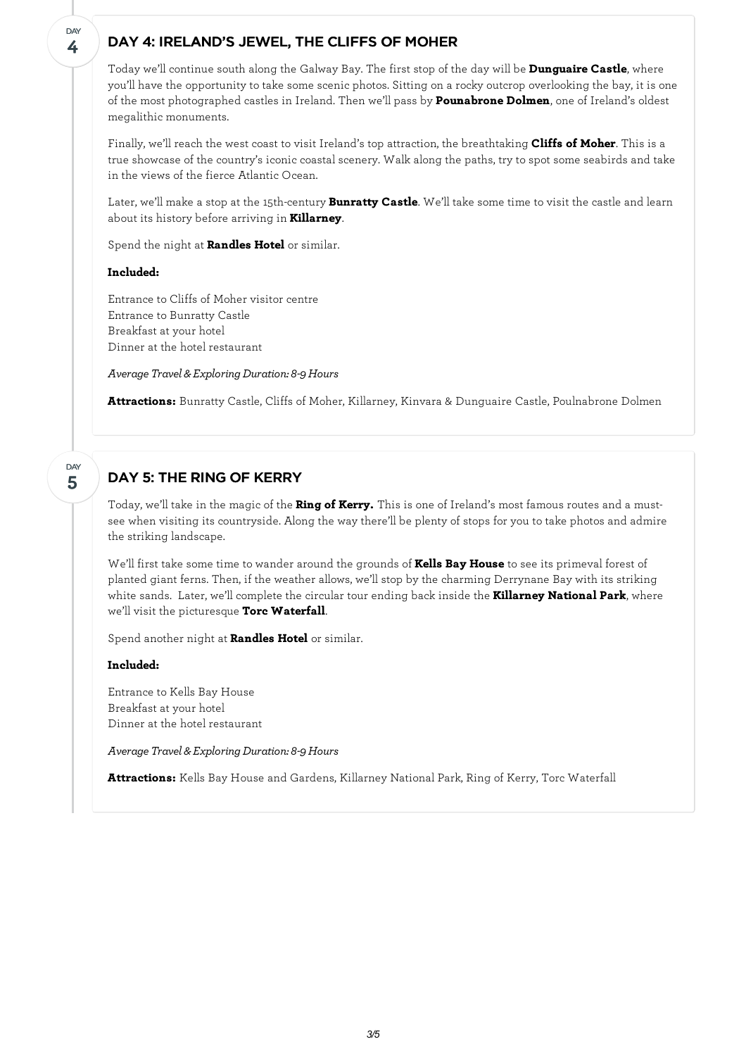## DAY 4: IRELAND'S JEWEL, THE CLIFFS OF MOHER

Today we'll continue south along the Galway Bay. The first stop of the day will be **Dunguaire Castle**, where you'll have the opportunity to take some scenic photos. Sitting on a rocky outcrop overlooking the bay, it is one of the most photographed castles in Ireland. Then we'll pass by **Pounabrone Dolmen**, one of Ireland's oldest megalithic monuments.

Finally, we'll reach the west coast to visit Ireland's top attraction, the breathtaking **Cliffs of Moher**. This is a true showcase of the country's iconic coastal scenery. Walk along the paths, try to spot some seabirds and take in the views of the fierce Atlantic Ocean.

Later, we'll make a stop at the 15th-century **Bunratty Castle**. We'll take some time to visit the castle and learn about its history before arriving in **Killarney**.

Spend the night at **Randles Hotel** or similar.

**Included:**

Entrance to Cliffs of Moher visitor centre
Entrance to Bunratty Castle
Breakfast at your hotel
Dinner at the hotel restaurant

*Average Travel & Exploring Duration: 8-9 Hours*

**Attractions:** Bunratty Castle, Cliffs of Moher, Killarney, Kinvara & Dunguaire Castle, Poulnabrone Dolmen

## DAY 5: THE RING OF KERRY

Today, we'll take in the magic of the **Ring of Kerry.** This is one of Ireland's most famous routes and a must-see when visiting its countryside. Along the way there'll be plenty of stops for you to take photos and admire the striking landscape.

We'll first take some time to wander around the grounds of **Kells Bay House** to see its primeval forest of planted giant ferns. Then, if the weather allows, we'll stop by the charming Derrynane Bay with its striking white sands. Later, we'll complete the circular tour ending back inside the **Killarney National Park**, where we'll visit the picturesque **Torc Waterfall**.

Spend another night at **Randles Hotel** or similar.

**Included:**

Entrance to Kells Bay House
Breakfast at your hotel
Dinner at the hotel restaurant

*Average Travel & Exploring Duration: 8-9 Hours*

**Attractions:** Kells Bay House and Gardens, Killarney National Park, Ring of Kerry, Torc Waterfall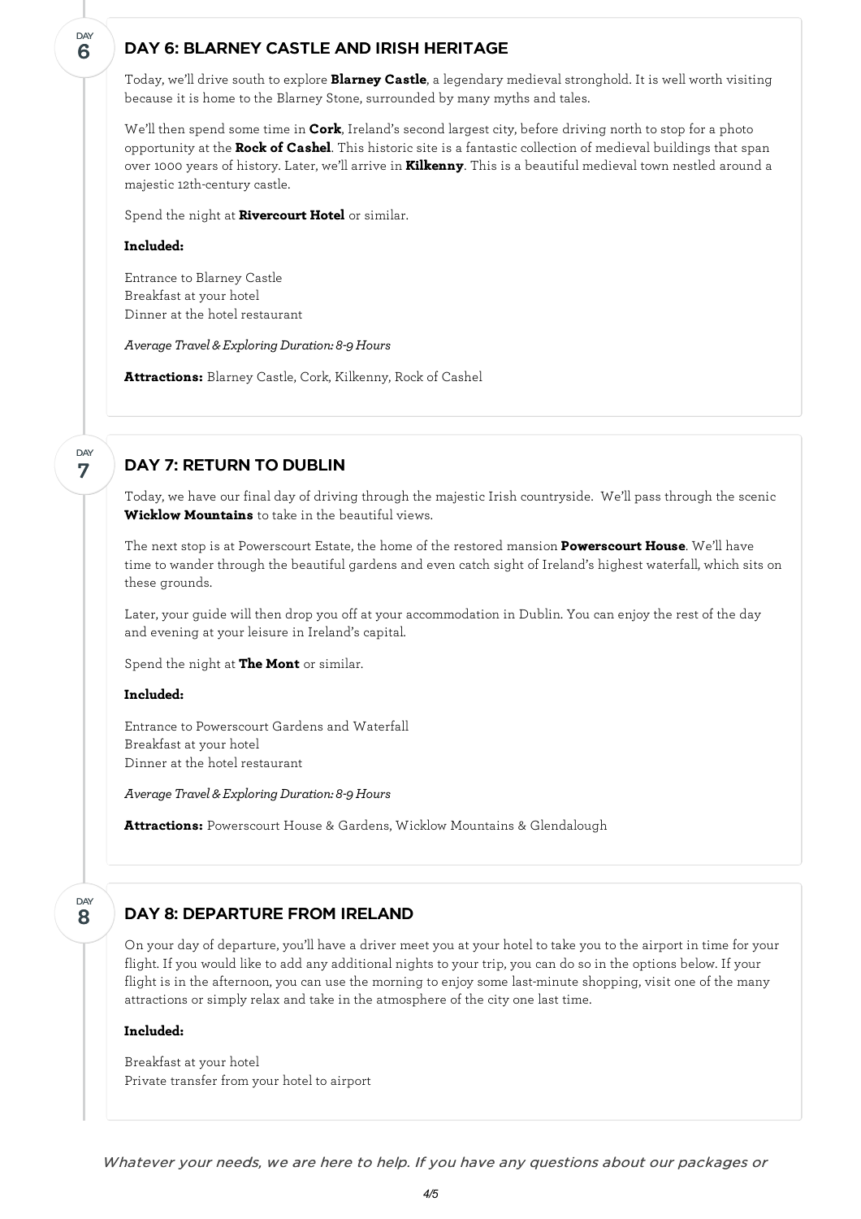## DAY 6: BLARNEY CASTLE AND IRISH HERITAGE

Today, we'll drive south to explore **Blarney Castle**, a legendary medieval stronghold. It is well worth visiting because it is home to the Blarney Stone, surrounded by many myths and tales.

We'll then spend some time in **Cork**, Ireland's second largest city, before driving north to stop for a photo opportunity at the **Rock of Cashel**. This historic site is a fantastic collection of medieval buildings that span over 1000 years of history. Later, we'll arrive in **Kilkenny**. This is a beautiful medieval town nestled around a majestic 12th-century castle.

Spend the night at **Rivercourt Hotel** or similar.

**Included:**

Entrance to Blarney Castle
Breakfast at your hotel
Dinner at the hotel restaurant

*Average Travel & Exploring Duration: 8-9 Hours*

**Attractions:** Blarney Castle, Cork, Kilkenny, Rock of Cashel

## DAY 7: RETURN TO DUBLIN

Today, we have our final day of driving through the majestic Irish countryside. We'll pass through the scenic **Wicklow Mountains** to take in the beautiful views.

The next stop is at Powerscourt Estate, the home of the restored mansion **Powerscourt House**. We'll have time to wander through the beautiful gardens and even catch sight of Ireland's highest waterfall, which sits on these grounds.

Later, your guide will then drop you off at your accommodation in Dublin. You can enjoy the rest of the day and evening at your leisure in Ireland's capital.

Spend the night at **The Mont** or similar.

**Included:**

Entrance to Powerscourt Gardens and Waterfall
Breakfast at your hotel
Dinner at the hotel restaurant

*Average Travel & Exploring Duration: 8-9 Hours*

**Attractions:** Powerscourt House & Gardens, Wicklow Mountains & Glendalough

## DAY 8: DEPARTURE FROM IRELAND

On your day of departure, you'll have a driver meet you at your hotel to take you to the airport in time for your flight. If you would like to add any additional nights to your trip, you can do so in the options below. If your flight is in the afternoon, you can use the morning to enjoy some last-minute shopping, visit one of the many attractions or simply relax and take in the atmosphere of the city one last time.

**Included:**

Breakfast at your hotel
Private transfer from your hotel to airport

*Whatever your needs, we are here to help. If you have any questions about our packages or*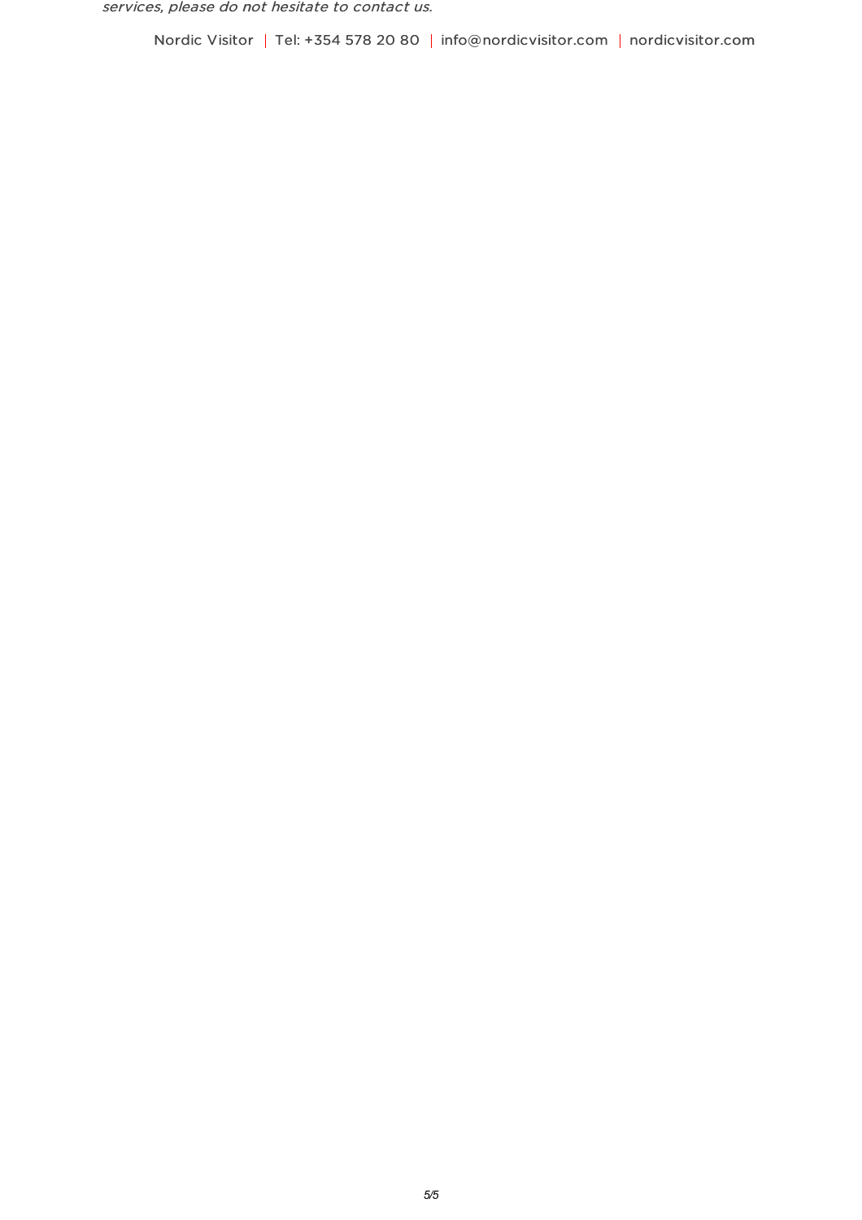*services, please do not hesitate to contact us.*

Nordic Visitor | Tel: +354 578 20 80 | info@nordicvisitor.com | nordicvisitor.com